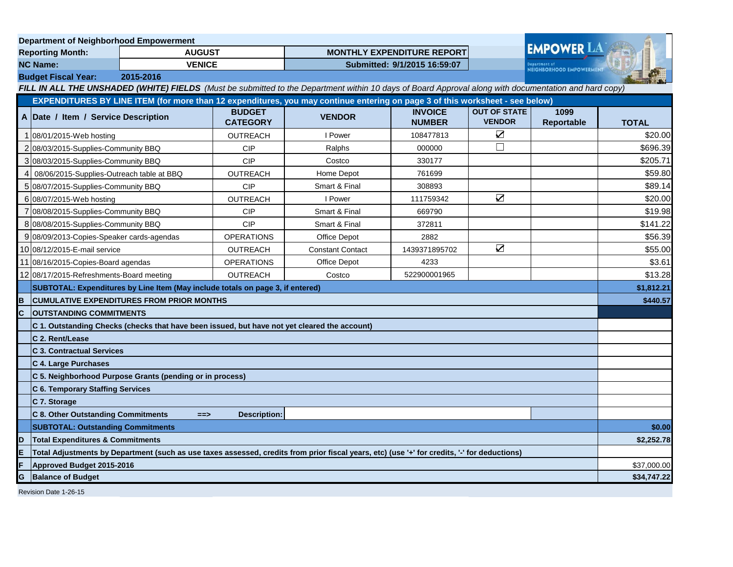**Department of Neighborhood Empowerment**

| | | | |
|---|---|---|---|
| **Reporting Month:** | **AUGUST** | **MONTHLY EXPENDITURE REPORT** | |
| **NC Name:** | **VENICE** | **Submitted: 9/1/2015 16:59:07** | |
| **Budget Fiscal Year:** | **2015-2016** | | |

***FILL IN ALL THE UNSHADED (WHITE) FIELDS*** *(Must be submitted to the Department within 10 days of Board Approval along with documentation and hard copy)*

**EXPENDITURES BY LINE ITEM (for more than 12 expenditures, you may continue entering on page 3 of this worksheet - see below)**

| A | Date / Item / Service Description | BUDGET CATEGORY | VENDOR | INVOICE NUMBER | OUT OF STATE VENDOR | 1099 Reportable | TOTAL |
|---|---|---|---|---|---|---|---|
| 1 | 08/01/2015-Web hosting | OUTREACH | I Power | 108477813 | ☑ | | $20.00 |
| 2 | 08/03/2015-Supplies-Community BBQ | CIP | Ralphs | 000000 | ☐ | | $696.39 |
| 3 | 08/03/2015-Supplies-Community BBQ | CIP | Costco | 330177 | | | $205.71 |
| 4 | 08/06/2015-Supplies-Outreach table at BBQ | OUTREACH | Home Depot | 761699 | | | $59.80 |
| 5 | 08/07/2015-Supplies-Community BBQ | CIP | Smart & Final | 308893 | | | $89.14 |
| 6 | 08/07/2015-Web hosting | OUTREACH | I Power | 111759342 | ☑ | | $20.00 |
| 7 | 08/08/2015-Supplies-Community BBQ | CIP | Smart & Final | 669790 | | | $19.98 |
| 8 | 08/08/2015-Supplies-Community BBQ | CIP | Smart & Final | 372811 | | | $141.22 |
| 9 | 08/09/2013-Copies-Speaker cards-agendas | OPERATIONS | Office Depot | 2882 | | | $56.39 |
| 10 | 08/12/2015-E-mail service | OUTREACH | Constant Contact | 1439371895702 | ☑ | | $55.00 |
| 11 | 08/16/2015-Copies-Board agendas | OPERATIONS | Office Depot | 4233 | | | $3.61 |
| 12 | 08/17/2015-Refreshments-Board meeting | OUTREACH | Costco | 522900001965 | | | $13.28 |
| | **SUBTOTAL: Expenditures by Line Item (May include totals on page 3, if entered)** | | | | | | **$1,812.21** |
| **B** | **CUMULATIVE EXPENDITURES FROM PRIOR MONTHS** | | | | | | **$440.57** |
| **C** | **OUTSTANDING COMMITMENTS** | | | | | | |
| | **C 1. Outstanding Checks (checks that have been issued, but have not yet cleared the account)** | | | | | | |
| | **C 2. Rent/Lease** | | | | | | |
| | **C 3. Contractual Services** | | | | | | |
| | **C 4. Large Purchases** | | | | | | |
| | **C 5. Neighborhood Purpose Grants (pending or in process)** | | | | | | |
| | **C 6. Temporary Staffing Services** | | | | | | |
| | **C 7. Storage** | | | | | | |
| | **C 8. Other Outstanding Commitments ==>** | **Description:** | | | | | |
| | **SUBTOTAL: Outstanding Commitments** | | | | | | **$0.00** |
| **D** | **Total Expenditures & Commitments** | | | | | | **$2,252.78** |
| **E** | **Total Adjustments by Department (such as use taxes assessed, credits from prior fiscal years, etc) (use '+' for credits, '-' for deductions)** | | | | | | |
| **F** | **Approved Budget 2015-2016** | | | | | | $37,000.00 |
| **G** | **Balance of Budget** | | | | | | **$34,747.22** |

Revision Date 1-26-15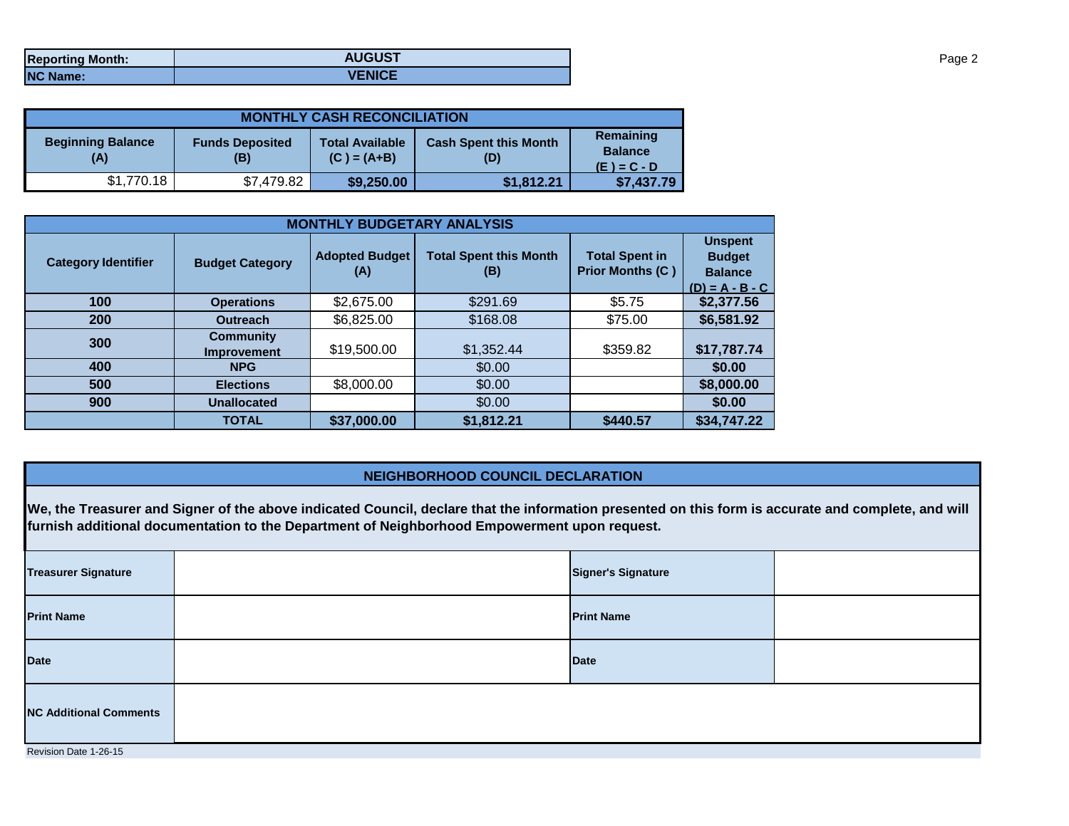| Reporting Month: | AUGUST |
| --- | --- |
| NC Name: | VENICE |

## MONTHLY CASH RECONCILIATION

| Beginning Balance (A) | Funds Deposited (B) | Total Available (C ) = (A+B) | Cash Spent this Month (D) | Remaining Balance (E ) = C - D |
| --- | --- | --- | --- | --- |
| $1,770.18 | $7,479.82 | $9,250.00 | $1,812.21 | $7,437.79 |

## MONTHLY BUDGETARY ANALYSIS

| Category Identifier | Budget Category | Adopted Budget (A) | Total Spent this Month (B) | Total Spent in Prior Months (C ) | Unspent Budget Balance (D) = A - B - C |
| --- | --- | --- | --- | --- | --- |
| 100 | Operations | $2,675.00 | $291.69 | $5.75 | $2,377.56 |
| 200 | Outreach | $6,825.00 | $168.08 | $75.00 | $6,581.92 |
| 300 | Community Improvement | $19,500.00 | $1,352.44 | $359.82 | $17,787.74 |
| 400 | NPG | | $0.00 | | $0.00 |
| 500 | Elections | $8,000.00 | $0.00 | | $8,000.00 |
| 900 | Unallocated | | $0.00 | | $0.00 |
| | TOTAL | $37,000.00 | $1,812.21 | $440.57 | $34,747.22 |

## NEIGHBORHOOD COUNCIL DECLARATION

**We, the Treasurer and Signer of the above indicated Council, declare that the information presented on this form is accurate and complete, and will furnish additional documentation to the Department of Neighborhood Empowerment upon request.**

| Treasurer Signature | | Signer's Signature | |
| --- | --- | --- | --- |
| Print Name | | Print Name | |
| Date | | Date | |
| NC Additional Comments | | | |

Revision Date 1-26-15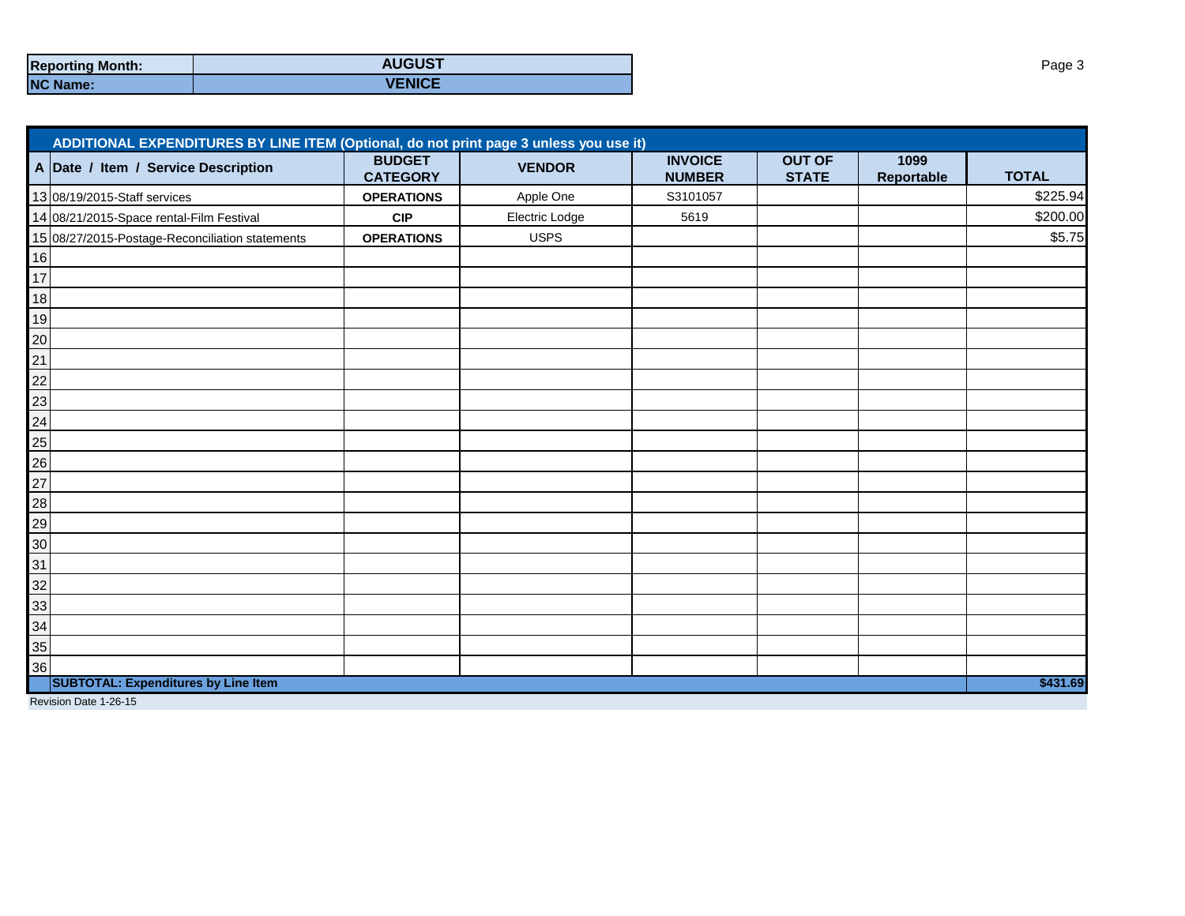| Reporting Month: | AUGUST |
|---|---|
| NC Name: | VENICE |

**ADDITIONAL EXPENDITURES BY LINE ITEM (Optional, do not print page 3 unless you use it)**

| A | Date / Item / Service Description | BUDGET CATEGORY | VENDOR | INVOICE NUMBER | OUT OF STATE | 1099 Reportable | TOTAL |
|---|---|---|---|---|---|---|---|
| 13 | 08/19/2015-Staff services | OPERATIONS | Apple One | S3101057 | | | $225.94 |
| 14 | 08/21/2015-Space rental-Film Festival | CIP | Electric Lodge | 5619 | | | $200.00 |
| 15 | 08/27/2015-Postage-Reconciliation statements | OPERATIONS | USPS | | | | $5.75 |
| 16 | | | | | | | |
| 17 | | | | | | | |
| 18 | | | | | | | |
| 19 | | | | | | | |
| 20 | | | | | | | |
| 21 | | | | | | | |
| 22 | | | | | | | |
| 23 | | | | | | | |
| 24 | | | | | | | |
| 25 | | | | | | | |
| 26 | | | | | | | |
| 27 | | | | | | | |
| 28 | | | | | | | |
| 29 | | | | | | | |
| 30 | | | | | | | |
| 31 | | | | | | | |
| 32 | | | | | | | |
| 33 | | | | | | | |
| 34 | | | | | | | |
| 35 | | | | | | | |
| 36 | | | | | | | |
| | **SUBTOTAL: Expenditures by Line Item** | | | | | | **$431.69** |

Revision Date 1-26-15